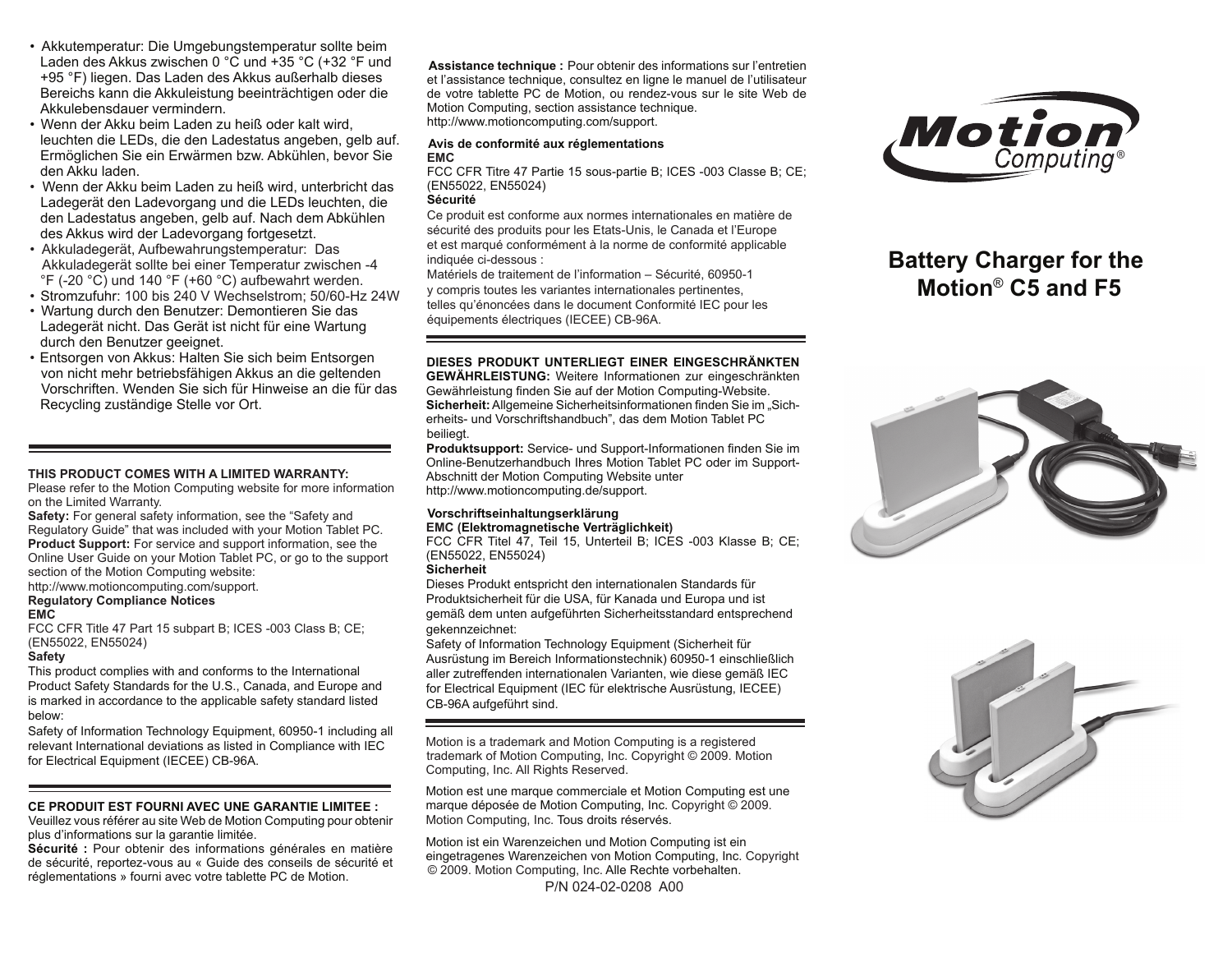- Akkutemperatur: Die Umgebungstemperatur sollte beim Laden des Akkus zwischen 0 °C und +35 °C (+32 °F und +95 °F) liegen. Das Laden des Akkus außerhalb dieses Bereichs kann die Akkuleistung beeinträchtigen oder die Akkulebensdauer vermindern.
- Wenn der Akku beim Laden zu heiß oder kalt wird, leuchten die LEDs, die den Ladestatus angeben, gelb auf. Ermöglichen Sie ein Erwärmen bzw. Abkühlen, bevor Sie den Akku laden.
- Wenn der Akku beim Laden zu heiß wird, unterbricht das Ladegerät den Ladevorgang und die LEDs leuchten, die den Ladestatus angeben, gelb auf. Nach dem Abkühlen des Akkus wird der Ladevorgang fortgesetzt.
- Akkuladegerät, Aufbewahrungstemperatur: Das Akkuladegerät sollte bei einer Temperatur zwischen -4 °F (-20 °C) und 140 °F (+60 °C) aufbewahrt werden.
- Stromzufuhr: 100 bis 240 V Wechselstrom; 50/60-Hz 24W
- Wartung durch den Benutzer: Demontieren Sie das Ladegerät nicht. Das Gerät ist nicht für eine Wartung durch den Benutzer geeignet.
- Entsorgen von Akkus: Halten Sie sich beim Entsorgen von nicht mehr betriebsfähigen Akkus an die geltenden Vorschriften. Wenden Sie sich für Hinweise an die für das Recycling zuständige Stelle vor Ort.

---

**THIS PRODUCT COMES WITH A LIMITED WARRANTY:**
Please refer to the Motion Computing website for more information on the Limited Warranty.
**Safety:** For general safety information, see the "Safety and Regulatory Guide" that was included with your Motion Tablet PC.
**Product Support:** For service and support information, see the Online User Guide on your Motion Tablet PC, or go to the support section of the Motion Computing website:
http://www.motioncomputing.com/support.

**Regulatory Compliance Notices**
**EMC**
FCC CFR Title 47 Part 15 subpart B; ICES -003 Class B; CE; (EN55022, EN55024)
**Safety**
This product complies with and conforms to the International Product Safety Standards for the U.S., Canada, and Europe and is marked in accordance to the applicable safety standard listed below:
Safety of Information Technology Equipment, 60950-1 including all relevant International deviations as listed in Compliance with IEC for Electrical Equipment (IECEE) CB-96A.

---

**CE PRODUIT EST FOURNI AVEC UNE GARANTIE LIMITEE :**
Veuillez vous référer au site Web de Motion Computing pour obtenir plus d'informations sur la garantie limitée.
**Sécurité :** Pour obtenir des informations générales en matière de sécurité, reportez-vous au « Guide des conseils de sécurité et réglementations » fourni avec votre tablette PC de Motion.

**Assistance technique :** Pour obtenir des informations sur l'entretien et l'assistance technique, consultez en ligne le manuel de l'utilisateur de votre tablette PC de Motion, ou rendez-vous sur le site Web de Motion Computing, section assistance technique.
http://www.motioncomputing.com/support.

**Avis de conformité aux réglementations**
**EMC**
FCC CFR Titre 47 Partie 15 sous-partie B; ICES -003 Classe B; CE; (EN55022, EN55024)
**Sécurité**
Ce produit est conforme aux normes internationales en matière de sécurité des produits pour les Etats-Unis, le Canada et l'Europe et est marqué conformément à la norme de conformité applicable indiquée ci-dessous :
Matériels de traitement de l'information – Sécurité, 60950-1 y compris toutes les variantes internationales pertinentes, telles qu'énoncées dans le document Conformité IEC pour les équipements électriques (IECEE) CB-96A.

---

**DIESES PRODUKT UNTERLIEGT EINER EINGESCHRÄNKTEN GEWÄHRLEISTUNG:** Weitere Informationen zur eingeschränkten Gewährleistung finden Sie auf der Motion Computing-Website.
**Sicherheit:** Allgemeine Sicherheitsinformationen finden Sie im „Sicherheits- und Vorschriftshandbuch", das dem Motion Tablet PC beiliegt.
**Produktsupport:** Service- und Support-Informationen finden Sie im Online-Benutzerhandbuch Ihres Motion Tablet PC oder im Support-Abschnitt der Motion Computing Website unter http://www.motioncomputing.de/support.

**Vorschriftseinhaltungserklärung**
**EMC (Elektromagnetische Verträglichkeit)**
FCC CFR Titel 47, Teil 15, Unterteil B; ICES -003 Klasse B; CE; (EN55022, EN55024)
**Sicherheit**
Dieses Produkt entspricht den internationalen Standards für Produktsicherheit für die USA, für Kanada und Europa und ist gemäß dem unten aufgeführten Sicherheitsstandard entsprechend gekennzeichnet:
Safety of Information Technology Equipment (Sicherheit für Ausrüstung im Bereich Informationstechnik) 60950-1 einschließlich aller zutreffenden internationalen Varianten, wie diese gemäß IEC for Electrical Equipment (IEC für elektrische Ausrüstung, IECEE) CB-96A aufgeführt sind.

---

Motion is a trademark and Motion Computing is a registered trademark of Motion Computing, Inc. Copyright © 2009. Motion Computing, Inc. All Rights Reserved.

Motion est une marque commerciale et Motion Computing est une marque déposée de Motion Computing, Inc. Copyright © 2009. Motion Computing, Inc. Tous droits réservés.

Motion ist ein Warenzeichen und Motion Computing ist ein eingetragenes Warenzeichen von Motion Computing, Inc. Copyright © 2009. Motion Computing, Inc. Alle Rechte vorbehalten.

P/N 024-02-0208 A00

Motion Computing®

# Battery Charger for the Motion® C5 and F5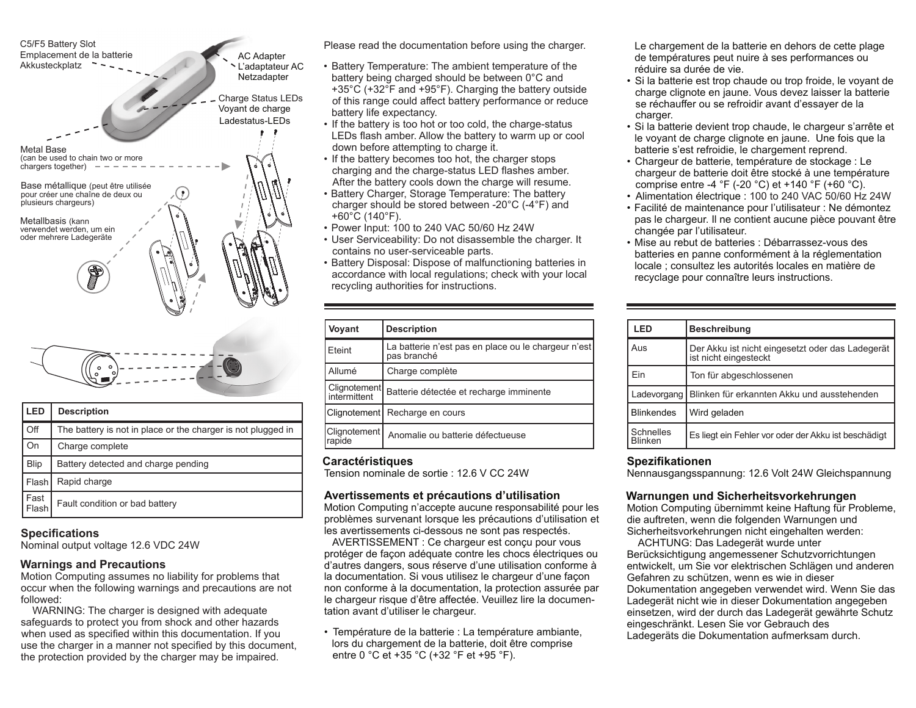C5/F5 Battery Slot
Emplacement de la batterie
Akkusteckplatz

AC Adapter
L'adaptateur AC
Netzadapter

Charge Status LEDs
Voyant de charge
Ladestatus-LEDs

Metal Base
(can be used to chain two or more chargers together)

Base métallique (peut être utilisée pour créer une chaîne de deux ou plusieurs chargeurs)

Metallbasis (kann verwendet werden, um ein oder mehrere Ladegeräte

| LED | Description |
|---|---|
| Off | The battery is not in place or the charger is not plugged in |
| On | Charge complete |
| Blip | Battery detected and charge pending |
| Flash | Rapid charge |
| Fast Flash | Fault condition or bad battery |

## Specifications

Nominal output voltage 12.6 VDC 24W

## Warnings and Precautions

Motion Computing assumes no liability for problems that occur when the following warnings and precautions are not followed:

WARNING: The charger is designed with adequate safeguards to protect you from shock and other hazards when used as specified within this documentation. If you use the charger in a manner not specified by this document, the protection provided by the charger may be impaired.

Please read the documentation before using the charger.

- Battery Temperature: The ambient temperature of the battery being charged should be between 0°C and +35°C (+32°F and +95°F). Charging the battery outside of this range could affect battery performance or reduce battery life expectancy.
- If the battery is too hot or too cold, the charge-status LEDs flash amber. Allow the battery to warm up or cool down before attempting to charge it.
- If the battery becomes too hot, the charger stops charging and the charge-status LED flashes amber. After the battery cools down the charge will resume.
- Battery Charger, Storage Temperature: The battery charger should be stored between -20°C (-4°F) and +60°C (140°F).
- Power Input: 100 to 240 VAC 50/60 Hz 24W
- User Serviceability: Do not disassemble the charger. It contains no user-serviceable parts.
- Battery Disposal: Dispose of malfunctioning batteries in accordance with local regulations; check with your local recycling authorities for instructions.

| Voyant | Description |
|---|---|
| Eteint | La batterie n'est pas en place ou le chargeur n'est pas branché |
| Allumé | Charge complète |
| Clignotement intermittent | Batterie détectée et recharge imminente |
| Clignotement | Recharge en cours |
| Clignotement rapide | Anomalie ou batterie défectueuse |

## Caractéristiques

Tension nominale de sortie : 12.6 V CC 24W

## Avertissements et précautions d'utilisation

Motion Computing n'accepte aucune responsabilité pour les problèmes survenant lorsque les précautions d'utilisation et les avertissements ci-dessous ne sont pas respectés.

AVERTISSEMENT : Ce chargeur est conçu pour vous protéger de façon adéquate contre les chocs électriques ou d'autres dangers, sous réserve d'une utilisation conforme à la documentation. Si vous utilisez le chargeur d'une façon non conforme à la documentation, la protection assurée par le chargeur risque d'être affectée. Veuillez lire la documentation avant d'utiliser le chargeur.

- Température de la batterie : La température ambiante, lors du chargement de la batterie, doit être comprise entre 0 °C et +35 °C (+32 °F et +95 °F). Le chargement de la batterie en dehors de cette plage de températures peut nuire à ses performances ou réduire sa durée de vie.
- Si la batterie est trop chaude ou trop froide, le voyant de charge clignote en jaune. Vous devez laisser la batterie se réchauffer ou se refroidir avant d'essayer de la charger.
- Si la batterie devient trop chaude, le chargeur s'arrête et le voyant de charge clignote en jaune. Une fois que la batterie s'est refroidie, le chargement reprend.
- Chargeur de batterie, température de stockage : Le chargeur de batterie doit être stocké à une température comprise entre -4 °F (-20 °C) et +140 °F (+60 °C).
- Alimentation électrique : 100 to 240 VAC 50/60 Hz 24W
- Facilité de maintenance pour l'utilisateur : Ne démontez pas le chargeur. Il ne contient aucune pièce pouvant être changée par l'utilisateur.
- Mise au rebut de batteries : Débarrassez-vous des batteries en panne conformément à la réglementation locale ; consultez les autorités locales en matière de recyclage pour connaître leurs instructions.

| LED | Beschreibung |
|---|---|
| Aus | Der Akku ist nicht eingesetzt oder das Ladegerät ist nicht eingesteckt |
| Ein | Ton für abgeschlossenen |
| Ladevorgang | Blinken für erkannten Akku und ausstehenden |
| Blinkendes | Wird geladen |
| Schnelles Blinken | Es liegt ein Fehler vor oder der Akku ist beschädigt |

## Spezifikationen

Nennausgangsspannung: 12.6 Volt 24W Gleichspannung

## Warnungen und Sicherheitsvorkehrungen

Motion Computing übernimmt keine Haftung für Probleme, die auftreten, wenn die folgenden Warnungen und Sicherheitsvorkehrungen nicht eingehalten werden:

ACHTUNG: Das Ladegerät wurde unter Berücksichtigung angemessener Schutzvorrichtungen entwickelt, um Sie vor elektrischen Schlägen und anderen Gefahren zu schützen, wenn es wie in dieser Dokumentation angegeben verwendet wird. Wenn Sie das Ladegerät nicht wie in dieser Dokumentation angegeben einsetzen, wird der durch das Ladegerät gewährte Schutz eingeschränkt. Lesen Sie vor Gebrauch des Ladegeräts die Dokumentation aufmerksam durch.